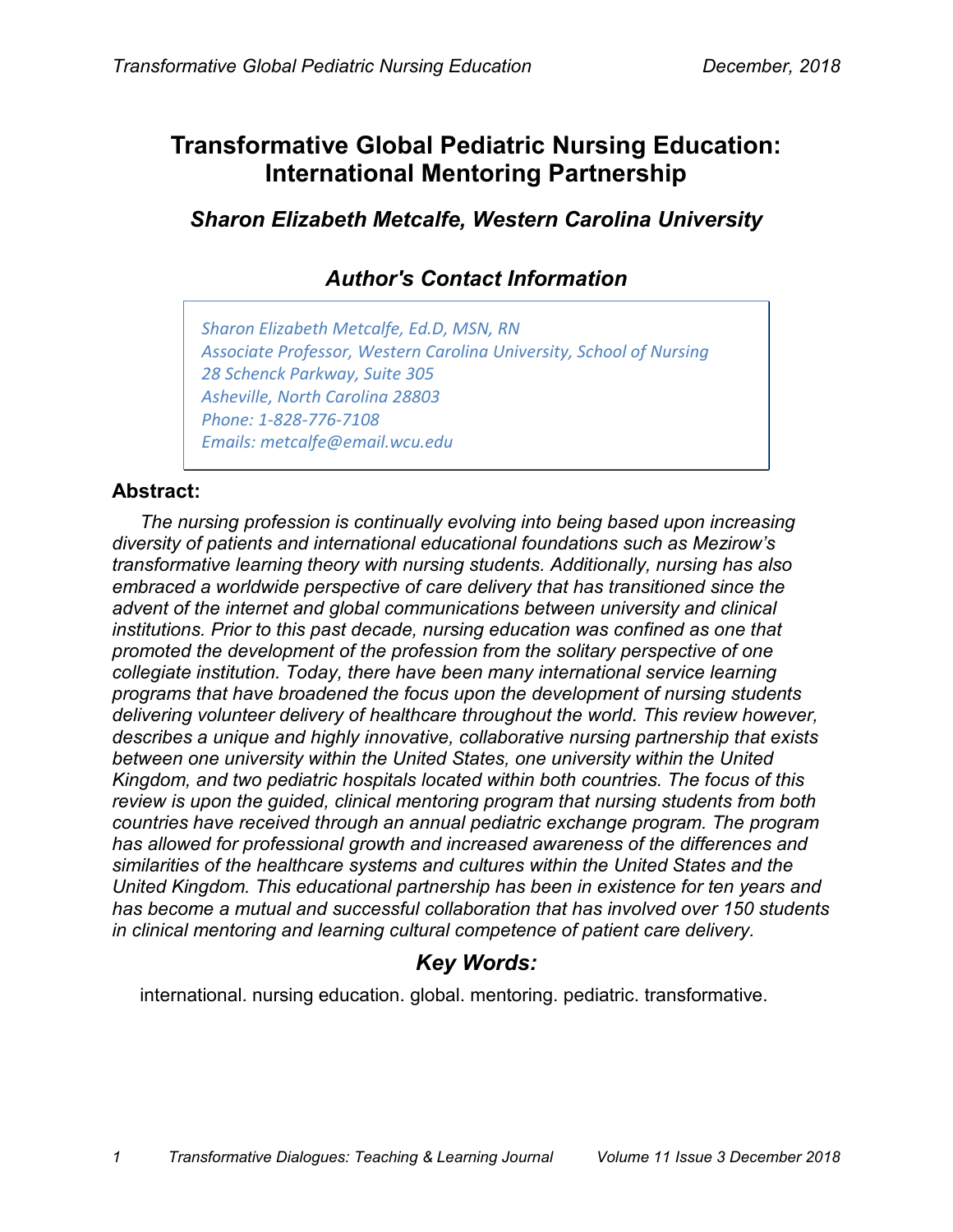# Transformative Global Pediatric Nursing Education: International Mentoring Partnership

### *Sharon Elizabeth Metcalfe, Western Carolina University*

## *Author's Contact Information*

*Sharon Elizabeth Metcalfe, Ed.D, MSN, RN*
*Associate Professor, Western Carolina University, School of Nursing*
*28 Schenck Parkway, Suite 305*
*Asheville, North Carolina 28803*
*Phone: 1-828-776-7108*
*Emails: metcalfe@email.wcu.edu*

## Abstract:

*The nursing profession is continually evolving into being based upon increasing diversity of patients and international educational foundations such as Mezirow's transformative learning theory with nursing students. Additionally, nursing has also embraced a worldwide perspective of care delivery that has transitioned since the advent of the internet and global communications between university and clinical institutions. Prior to this past decade, nursing education was confined as one that promoted the development of the profession from the solitary perspective of one collegiate institution. Today, there have been many international service learning programs that have broadened the focus upon the development of nursing students delivering volunteer delivery of healthcare throughout the world. This review however, describes a unique and highly innovative, collaborative nursing partnership that exists between one university within the United States, one university within the United Kingdom, and two pediatric hospitals located within both countries. The focus of this review is upon the guided, clinical mentoring program that nursing students from both countries have received through an annual pediatric exchange program. The program has allowed for professional growth and increased awareness of the differences and similarities of the healthcare systems and cultures within the United States and the United Kingdom. This educational partnership has been in existence for ten years and has become a mutual and successful collaboration that has involved over 150 students in clinical mentoring and learning cultural competence of patient care delivery.*

## *Key Words:*

international. nursing education. global. mentoring. pediatric. transformative.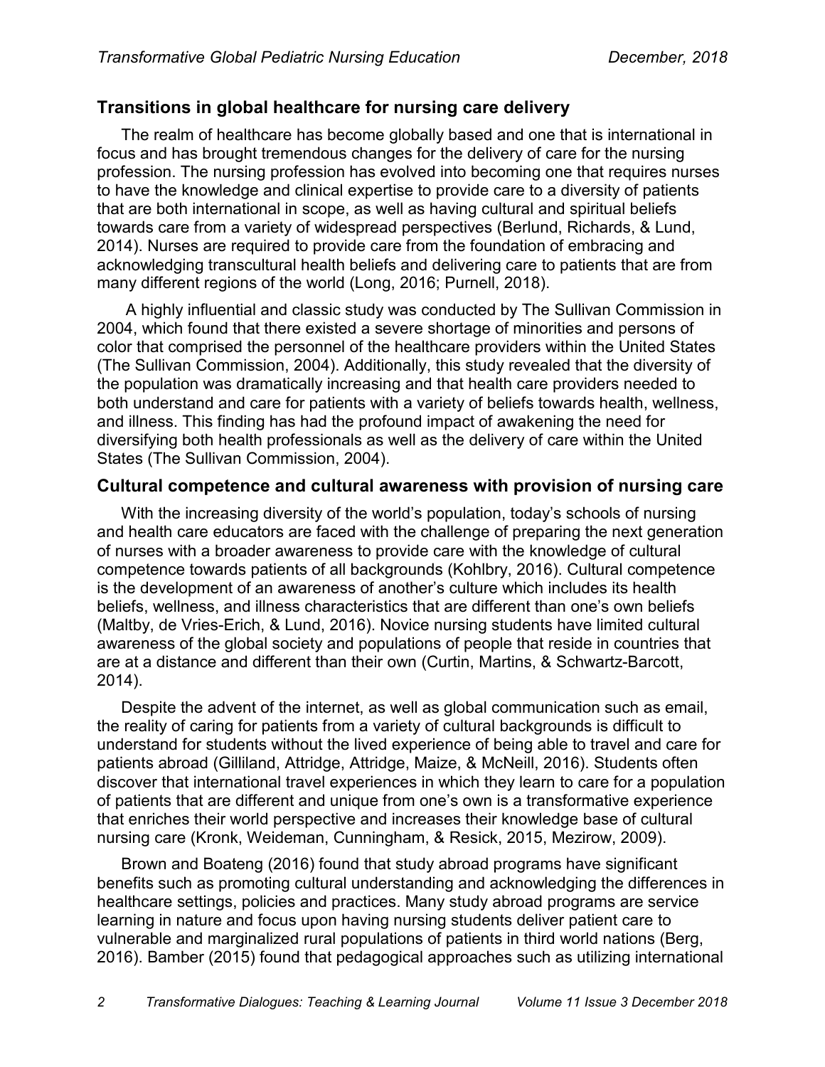## Transitions in global healthcare for nursing care delivery

The realm of healthcare has become globally based and one that is international in focus and has brought tremendous changes for the delivery of care for the nursing profession. The nursing profession has evolved into becoming one that requires nurses to have the knowledge and clinical expertise to provide care to a diversity of patients that are both international in scope, as well as having cultural and spiritual beliefs towards care from a variety of widespread perspectives (Berlund, Richards, & Lund, 2014). Nurses are required to provide care from the foundation of embracing and acknowledging transcultural health beliefs and delivering care to patients that are from many different regions of the world (Long, 2016; Purnell, 2018).

A highly influential and classic study was conducted by The Sullivan Commission in 2004, which found that there existed a severe shortage of minorities and persons of color that comprised the personnel of the healthcare providers within the United States (The Sullivan Commission, 2004). Additionally, this study revealed that the diversity of the population was dramatically increasing and that health care providers needed to both understand and care for patients with a variety of beliefs towards health, wellness, and illness. This finding has had the profound impact of awakening the need for diversifying both health professionals as well as the delivery of care within the United States (The Sullivan Commission, 2004).

## Cultural competence and cultural awareness with provision of nursing care

With the increasing diversity of the world's population, today's schools of nursing and health care educators are faced with the challenge of preparing the next generation of nurses with a broader awareness to provide care with the knowledge of cultural competence towards patients of all backgrounds (Kohlbry, 2016). Cultural competence is the development of an awareness of another's culture which includes its health beliefs, wellness, and illness characteristics that are different than one's own beliefs (Maltby, de Vries-Erich, & Lund, 2016). Novice nursing students have limited cultural awareness of the global society and populations of people that reside in countries that are at a distance and different than their own (Curtin, Martins, & Schwartz-Barcott, 2014).

Despite the advent of the internet, as well as global communication such as email, the reality of caring for patients from a variety of cultural backgrounds is difficult to understand for students without the lived experience of being able to travel and care for patients abroad (Gilliland, Attridge, Attridge, Maize, & McNeill, 2016). Students often discover that international travel experiences in which they learn to care for a population of patients that are different and unique from one's own is a transformative experience that enriches their world perspective and increases their knowledge base of cultural nursing care (Kronk, Weideman, Cunningham, & Resick, 2015, Mezirow, 2009).

Brown and Boateng (2016) found that study abroad programs have significant benefits such as promoting cultural understanding and acknowledging the differences in healthcare settings, policies and practices. Many study abroad programs are service learning in nature and focus upon having nursing students deliver patient care to vulnerable and marginalized rural populations of patients in third world nations (Berg, 2016). Bamber (2015) found that pedagogical approaches such as utilizing international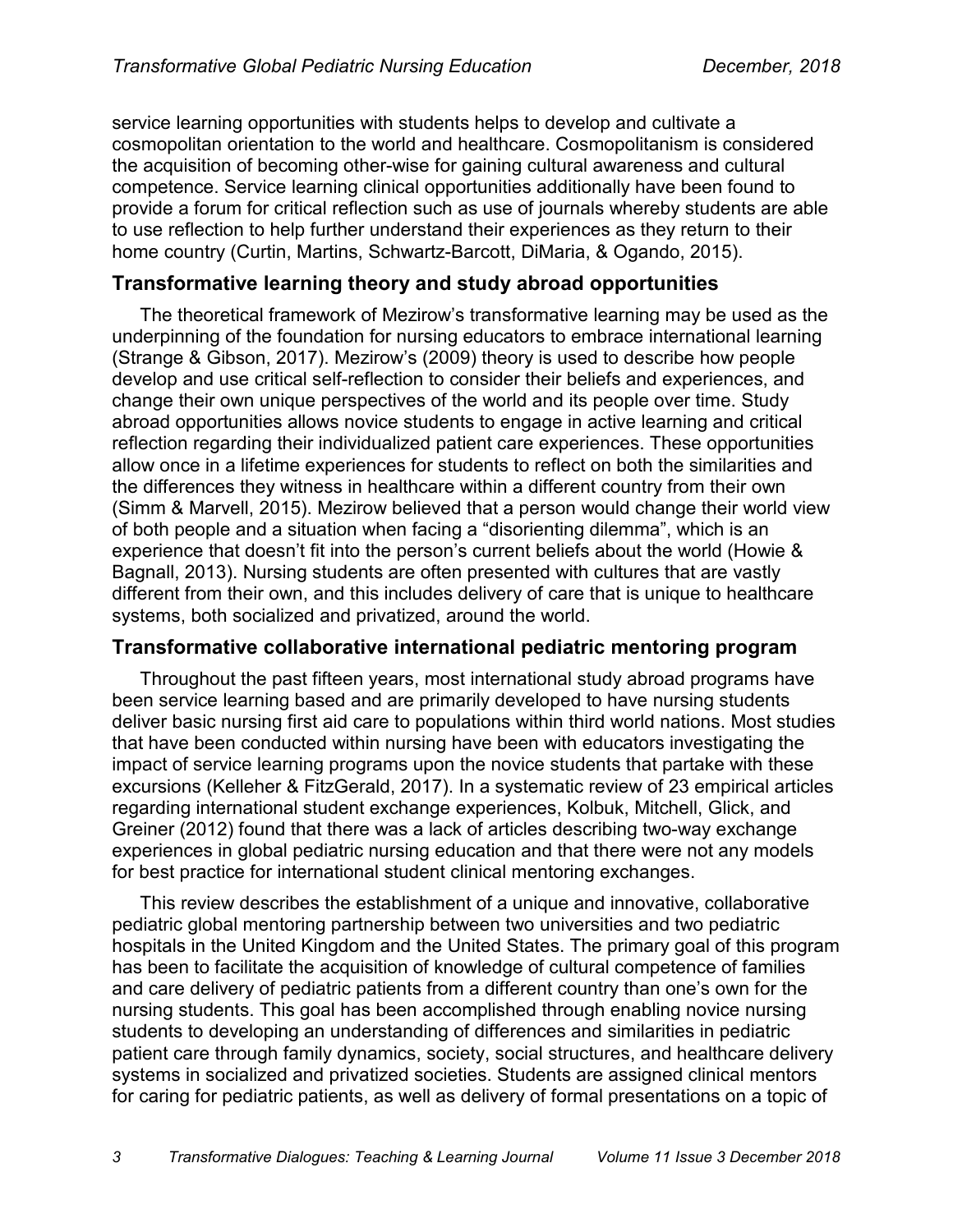service learning opportunities with students helps to develop and cultivate a cosmopolitan orientation to the world and healthcare. Cosmopolitanism is considered the acquisition of becoming other-wise for gaining cultural awareness and cultural competence. Service learning clinical opportunities additionally have been found to provide a forum for critical reflection such as use of journals whereby students are able to use reflection to help further understand their experiences as they return to their home country (Curtin, Martins, Schwartz-Barcott, DiMaria, & Ogando, 2015).

## Transformative learning theory and study abroad opportunities

The theoretical framework of Mezirow's transformative learning may be used as the underpinning of the foundation for nursing educators to embrace international learning (Strange & Gibson, 2017). Mezirow's (2009) theory is used to describe how people develop and use critical self-reflection to consider their beliefs and experiences, and change their own unique perspectives of the world and its people over time. Study abroad opportunities allows novice students to engage in active learning and critical reflection regarding their individualized patient care experiences. These opportunities allow once in a lifetime experiences for students to reflect on both the similarities and the differences they witness in healthcare within a different country from their own (Simm & Marvell, 2015). Mezirow believed that a person would change their world view of both people and a situation when facing a "disorienting dilemma", which is an experience that doesn't fit into the person's current beliefs about the world (Howie & Bagnall, 2013). Nursing students are often presented with cultures that are vastly different from their own, and this includes delivery of care that is unique to healthcare systems, both socialized and privatized, around the world.

## Transformative collaborative international pediatric mentoring program

Throughout the past fifteen years, most international study abroad programs have been service learning based and are primarily developed to have nursing students deliver basic nursing first aid care to populations within third world nations. Most studies that have been conducted within nursing have been with educators investigating the impact of service learning programs upon the novice students that partake with these excursions (Kelleher & FitzGerald, 2017). In a systematic review of 23 empirical articles regarding international student exchange experiences, Kolbuk, Mitchell, Glick, and Greiner (2012) found that there was a lack of articles describing two-way exchange experiences in global pediatric nursing education and that there were not any models for best practice for international student clinical mentoring exchanges.

This review describes the establishment of a unique and innovative, collaborative pediatric global mentoring partnership between two universities and two pediatric hospitals in the United Kingdom and the United States. The primary goal of this program has been to facilitate the acquisition of knowledge of cultural competence of families and care delivery of pediatric patients from a different country than one's own for the nursing students. This goal has been accomplished through enabling novice nursing students to developing an understanding of differences and similarities in pediatric patient care through family dynamics, society, social structures, and healthcare delivery systems in socialized and privatized societies. Students are assigned clinical mentors for caring for pediatric patients, as well as delivery of formal presentations on a topic of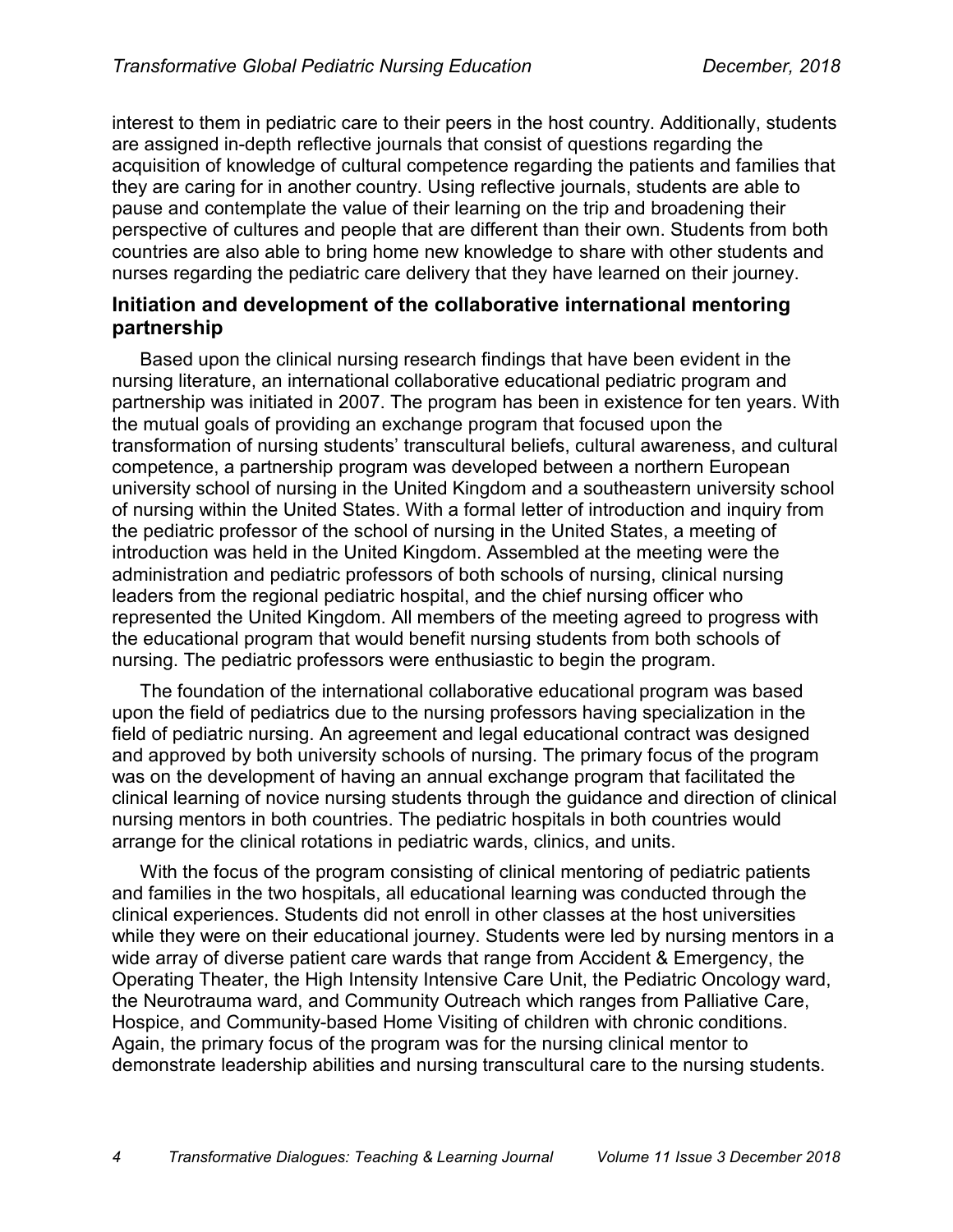interest to them in pediatric care to their peers in the host country. Additionally, students are assigned in-depth reflective journals that consist of questions regarding the acquisition of knowledge of cultural competence regarding the patients and families that they are caring for in another country. Using reflective journals, students are able to pause and contemplate the value of their learning on the trip and broadening their perspective of cultures and people that are different than their own. Students from both countries are also able to bring home new knowledge to share with other students and nurses regarding the pediatric care delivery that they have learned on their journey.

## Initiation and development of the collaborative international mentoring partnership

Based upon the clinical nursing research findings that have been evident in the nursing literature, an international collaborative educational pediatric program and partnership was initiated in 2007. The program has been in existence for ten years. With the mutual goals of providing an exchange program that focused upon the transformation of nursing students' transcultural beliefs, cultural awareness, and cultural competence, a partnership program was developed between a northern European university school of nursing in the United Kingdom and a southeastern university school of nursing within the United States. With a formal letter of introduction and inquiry from the pediatric professor of the school of nursing in the United States, a meeting of introduction was held in the United Kingdom. Assembled at the meeting were the administration and pediatric professors of both schools of nursing, clinical nursing leaders from the regional pediatric hospital, and the chief nursing officer who represented the United Kingdom. All members of the meeting agreed to progress with the educational program that would benefit nursing students from both schools of nursing. The pediatric professors were enthusiastic to begin the program.

The foundation of the international collaborative educational program was based upon the field of pediatrics due to the nursing professors having specialization in the field of pediatric nursing. An agreement and legal educational contract was designed and approved by both university schools of nursing. The primary focus of the program was on the development of having an annual exchange program that facilitated the clinical learning of novice nursing students through the guidance and direction of clinical nursing mentors in both countries. The pediatric hospitals in both countries would arrange for the clinical rotations in pediatric wards, clinics, and units.

With the focus of the program consisting of clinical mentoring of pediatric patients and families in the two hospitals, all educational learning was conducted through the clinical experiences. Students did not enroll in other classes at the host universities while they were on their educational journey. Students were led by nursing mentors in a wide array of diverse patient care wards that range from Accident & Emergency, the Operating Theater, the High Intensity Intensive Care Unit, the Pediatric Oncology ward, the Neurotrauma ward, and Community Outreach which ranges from Palliative Care, Hospice, and Community-based Home Visiting of children with chronic conditions. Again, the primary focus of the program was for the nursing clinical mentor to demonstrate leadership abilities and nursing transcultural care to the nursing students.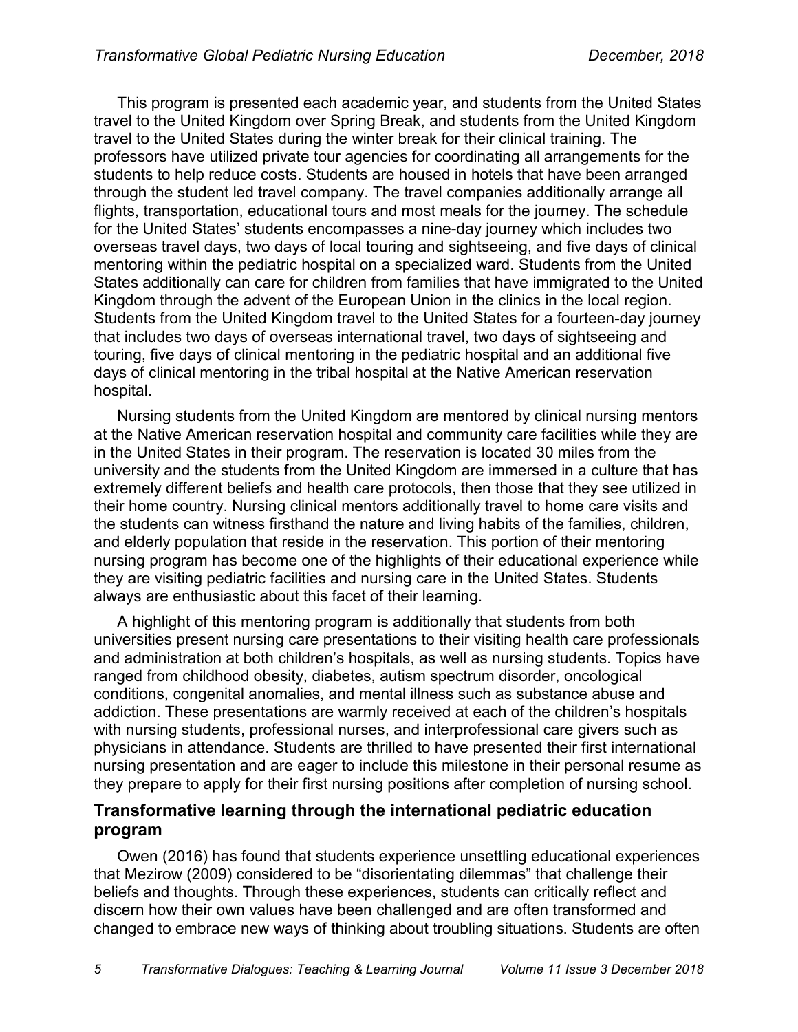This program is presented each academic year, and students from the United States travel to the United Kingdom over Spring Break, and students from the United Kingdom travel to the United States during the winter break for their clinical training. The professors have utilized private tour agencies for coordinating all arrangements for the students to help reduce costs. Students are housed in hotels that have been arranged through the student led travel company. The travel companies additionally arrange all flights, transportation, educational tours and most meals for the journey. The schedule for the United States' students encompasses a nine-day journey which includes two overseas travel days, two days of local touring and sightseeing, and five days of clinical mentoring within the pediatric hospital on a specialized ward. Students from the United States additionally can care for children from families that have immigrated to the United Kingdom through the advent of the European Union in the clinics in the local region. Students from the United Kingdom travel to the United States for a fourteen-day journey that includes two days of overseas international travel, two days of sightseeing and touring, five days of clinical mentoring in the pediatric hospital and an additional five days of clinical mentoring in the tribal hospital at the Native American reservation hospital.

Nursing students from the United Kingdom are mentored by clinical nursing mentors at the Native American reservation hospital and community care facilities while they are in the United States in their program. The reservation is located 30 miles from the university and the students from the United Kingdom are immersed in a culture that has extremely different beliefs and health care protocols, then those that they see utilized in their home country. Nursing clinical mentors additionally travel to home care visits and the students can witness firsthand the nature and living habits of the families, children, and elderly population that reside in the reservation. This portion of their mentoring nursing program has become one of the highlights of their educational experience while they are visiting pediatric facilities and nursing care in the United States. Students always are enthusiastic about this facet of their learning.

A highlight of this mentoring program is additionally that students from both universities present nursing care presentations to their visiting health care professionals and administration at both children's hospitals, as well as nursing students. Topics have ranged from childhood obesity, diabetes, autism spectrum disorder, oncological conditions, congenital anomalies, and mental illness such as substance abuse and addiction. These presentations are warmly received at each of the children's hospitals with nursing students, professional nurses, and interprofessional care givers such as physicians in attendance. Students are thrilled to have presented their first international nursing presentation and are eager to include this milestone in their personal resume as they prepare to apply for their first nursing positions after completion of nursing school.

## Transformative learning through the international pediatric education program

Owen (2016) has found that students experience unsettling educational experiences that Mezirow (2009) considered to be "disorientating dilemmas" that challenge their beliefs and thoughts. Through these experiences, students can critically reflect and discern how their own values have been challenged and are often transformed and changed to embrace new ways of thinking about troubling situations. Students are often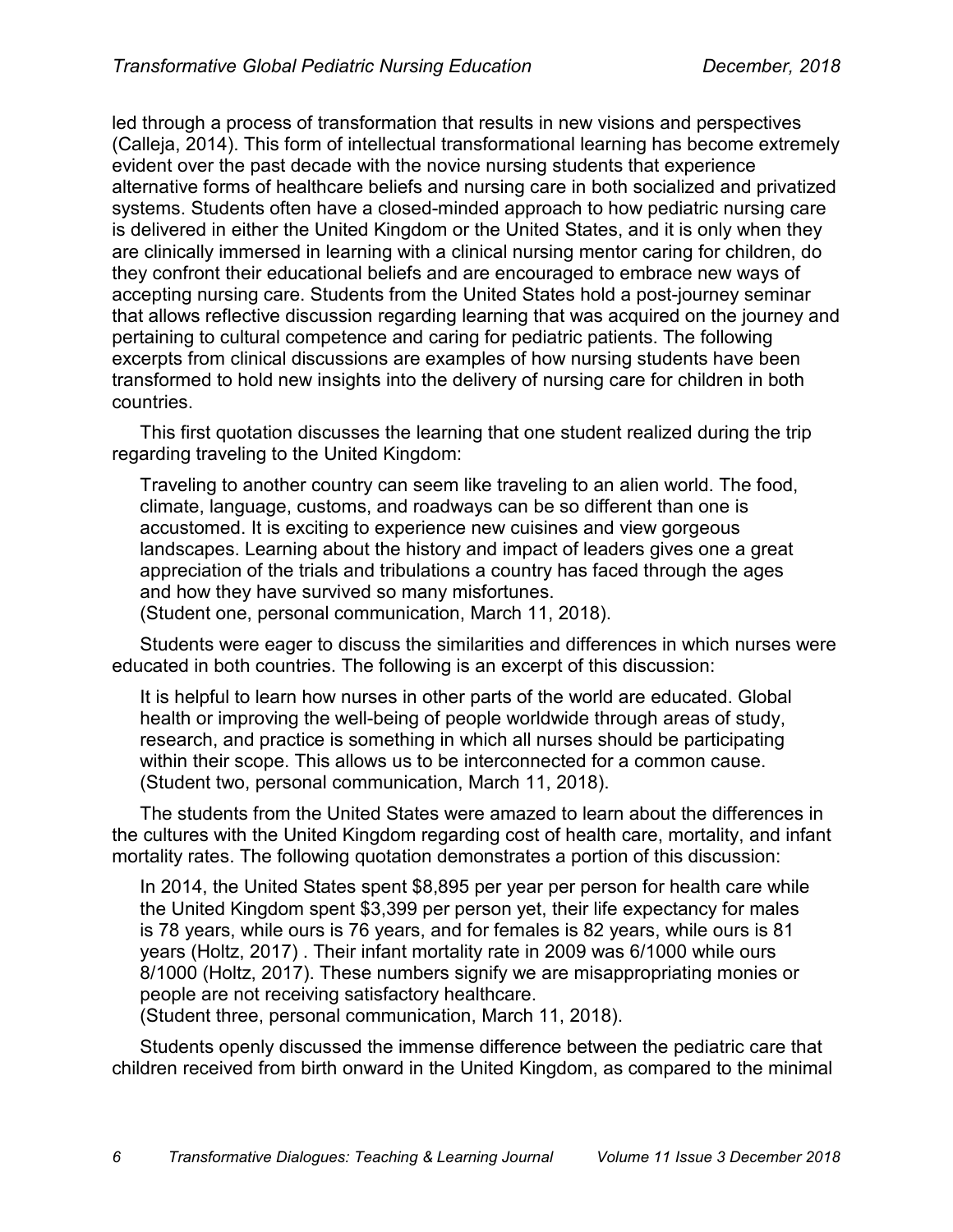led through a process of transformation that results in new visions and perspectives (Calleja, 2014). This form of intellectual transformational learning has become extremely evident over the past decade with the novice nursing students that experience alternative forms of healthcare beliefs and nursing care in both socialized and privatized systems. Students often have a closed-minded approach to how pediatric nursing care is delivered in either the United Kingdom or the United States, and it is only when they are clinically immersed in learning with a clinical nursing mentor caring for children, do they confront their educational beliefs and are encouraged to embrace new ways of accepting nursing care. Students from the United States hold a post-journey seminar that allows reflective discussion regarding learning that was acquired on the journey and pertaining to cultural competence and caring for pediatric patients. The following excerpts from clinical discussions are examples of how nursing students have been transformed to hold new insights into the delivery of nursing care for children in both countries.

This first quotation discusses the learning that one student realized during the trip regarding traveling to the United Kingdom:

> Traveling to another country can seem like traveling to an alien world. The food, climate, language, customs, and roadways can be so different than one is accustomed. It is exciting to experience new cuisines and view gorgeous landscapes. Learning about the history and impact of leaders gives one a great appreciation of the trials and tribulations a country has faced through the ages and how they have survived so many misfortunes.
> (Student one, personal communication, March 11, 2018).

Students were eager to discuss the similarities and differences in which nurses were educated in both countries. The following is an excerpt of this discussion:

> It is helpful to learn how nurses in other parts of the world are educated. Global health or improving the well-being of people worldwide through areas of study, research, and practice is something in which all nurses should be participating within their scope. This allows us to be interconnected for a common cause.
> (Student two, personal communication, March 11, 2018).

The students from the United States were amazed to learn about the differences in the cultures with the United Kingdom regarding cost of health care, mortality, and infant mortality rates. The following quotation demonstrates a portion of this discussion:

> In 2014, the United States spent $8,895 per year per person for health care while the United Kingdom spent $3,399 per person yet, their life expectancy for males is 78 years, while ours is 76 years, and for females is 82 years, while ours is 81 years (Holtz, 2017) . Their infant mortality rate in 2009 was 6/1000 while ours 8/1000 (Holtz, 2017). These numbers signify we are misappropriating monies or people are not receiving satisfactory healthcare.
> (Student three, personal communication, March 11, 2018).

Students openly discussed the immense difference between the pediatric care that children received from birth onward in the United Kingdom, as compared to the minimal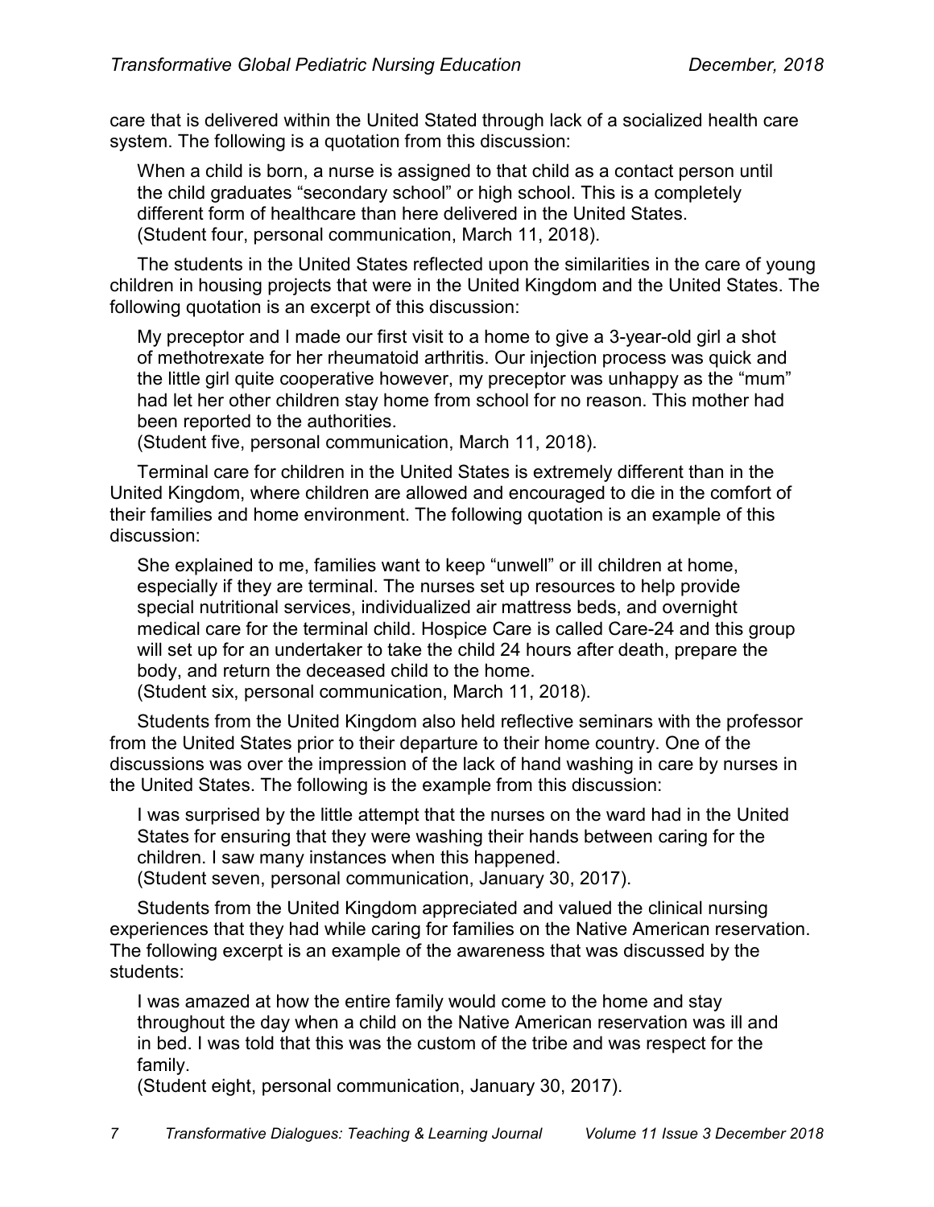care that is delivered within the United Stated through lack of a socialized health care system. The following is a quotation from this discussion:

> When a child is born, a nurse is assigned to that child as a contact person until the child graduates "secondary school" or high school. This is a completely different form of healthcare than here delivered in the United States. (Student four, personal communication, March 11, 2018).

The students in the United States reflected upon the similarities in the care of young children in housing projects that were in the United Kingdom and the United States. The following quotation is an excerpt of this discussion:

> My preceptor and I made our first visit to a home to give a 3-year-old girl a shot of methotrexate for her rheumatoid arthritis. Our injection process was quick and the little girl quite cooperative however, my preceptor was unhappy as the "mum" had let her other children stay home from school for no reason. This mother had been reported to the authorities.
> (Student five, personal communication, March 11, 2018).

Terminal care for children in the United States is extremely different than in the United Kingdom, where children are allowed and encouraged to die in the comfort of their families and home environment. The following quotation is an example of this discussion:

> She explained to me, families want to keep "unwell" or ill children at home, especially if they are terminal. The nurses set up resources to help provide special nutritional services, individualized air mattress beds, and overnight medical care for the terminal child. Hospice Care is called Care-24 and this group will set up for an undertaker to take the child 24 hours after death, prepare the body, and return the deceased child to the home.
> (Student six, personal communication, March 11, 2018).

Students from the United Kingdom also held reflective seminars with the professor from the United States prior to their departure to their home country. One of the discussions was over the impression of the lack of hand washing in care by nurses in the United States. The following is the example from this discussion:

> I was surprised by the little attempt that the nurses on the ward had in the United States for ensuring that they were washing their hands between caring for the children. I saw many instances when this happened.
> (Student seven, personal communication, January 30, 2017).

Students from the United Kingdom appreciated and valued the clinical nursing experiences that they had while caring for families on the Native American reservation. The following excerpt is an example of the awareness that was discussed by the students:

> I was amazed at how the entire family would come to the home and stay throughout the day when a child on the Native American reservation was ill and in bed. I was told that this was the custom of the tribe and was respect for the family.
> (Student eight, personal communication, January 30, 2017).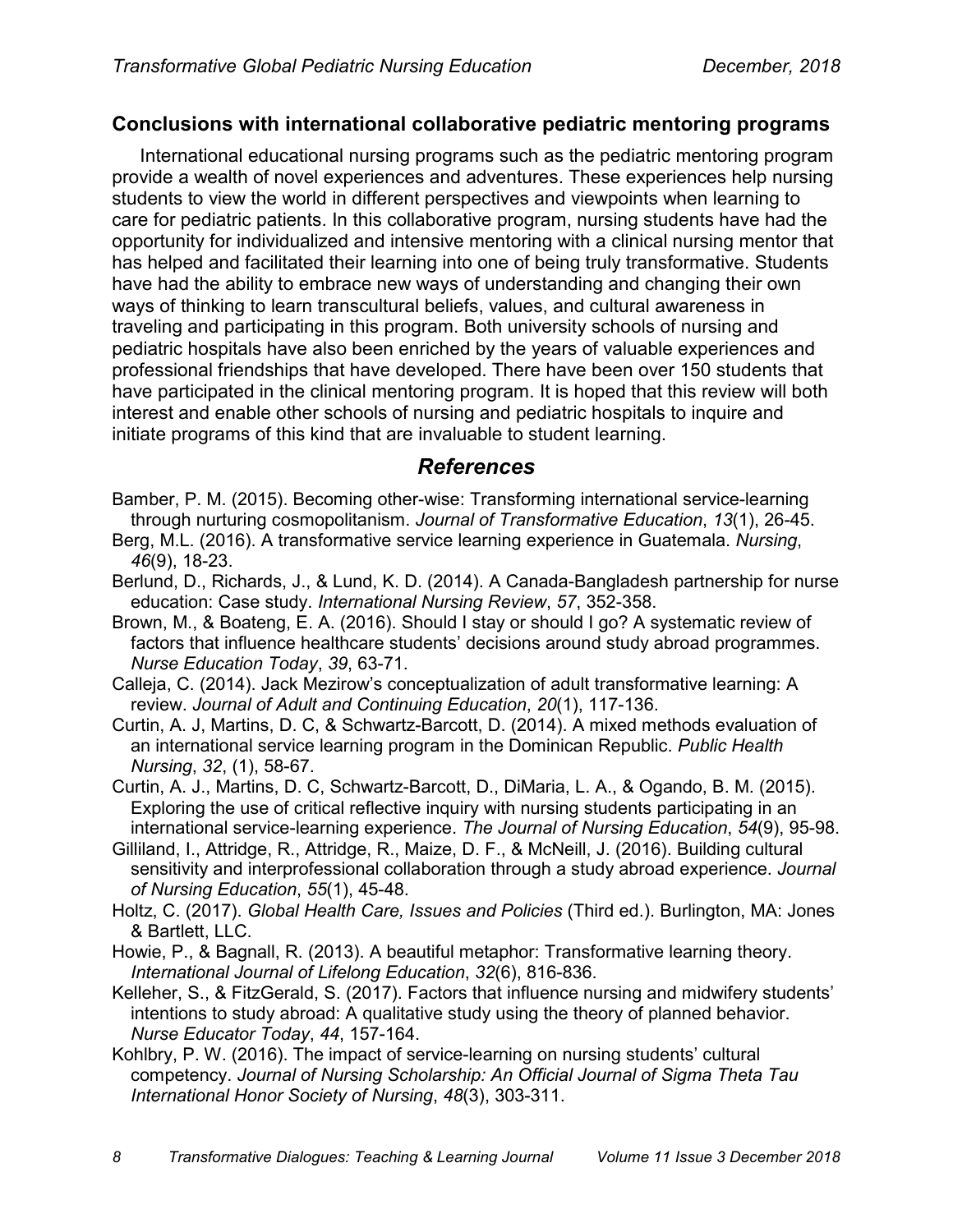## Conclusions with international collaborative pediatric mentoring programs

International educational nursing programs such as the pediatric mentoring program provide a wealth of novel experiences and adventures. These experiences help nursing students to view the world in different perspectives and viewpoints when learning to care for pediatric patients. In this collaborative program, nursing students have had the opportunity for individualized and intensive mentoring with a clinical nursing mentor that has helped and facilitated their learning into one of being truly transformative. Students have had the ability to embrace new ways of understanding and changing their own ways of thinking to learn transcultural beliefs, values, and cultural awareness in traveling and participating in this program. Both university schools of nursing and pediatric hospitals have also been enriched by the years of valuable experiences and professional friendships that have developed. There have been over 150 students that have participated in the clinical mentoring program. It is hoped that this review will both interest and enable other schools of nursing and pediatric hospitals to inquire and initiate programs of this kind that are invaluable to student learning.

## *References*

Bamber, P. M. (2015). Becoming other-wise: Transforming international service-learning through nurturing cosmopolitanism. *Journal of Transformative Education*, *13*(1), 26-45.

Berg, M.L. (2016). A transformative service learning experience in Guatemala. *Nursing*, *46*(9), 18-23.

Berlund, D., Richards, J., & Lund, K. D. (2014). A Canada-Bangladesh partnership for nurse education: Case study. *International Nursing Review*, *57*, 352-358.

Brown, M., & Boateng, E. A. (2016). Should I stay or should I go? A systematic review of factors that influence healthcare students' decisions around study abroad programmes. *Nurse Education Today*, *39*, 63-71.

Calleja, C. (2014). Jack Mezirow's conceptualization of adult transformative learning: A review. *Journal of Adult and Continuing Education*, *20*(1), 117-136.

Curtin, A. J, Martins, D. C, & Schwartz-Barcott, D. (2014). A mixed methods evaluation of an international service learning program in the Dominican Republic. *Public Health Nursing*, *32*, (1), 58-67.

Curtin, A. J., Martins, D. C, Schwartz-Barcott, D., DiMaria, L. A., & Ogando, B. M. (2015). Exploring the use of critical reflective inquiry with nursing students participating in an international service-learning experience. *The Journal of Nursing Education*, *54*(9), 95-98.

Gilliland, I., Attridge, R., Attridge, R., Maize, D. F., & McNeill, J. (2016). Building cultural sensitivity and interprofessional collaboration through a study abroad experience. *Journal of Nursing Education*, *55*(1), 45-48.

Holtz, C. (2017). *Global Health Care, Issues and Policies* (Third ed.). Burlington, MA: Jones & Bartlett, LLC.

Howie, P., & Bagnall, R. (2013). A beautiful metaphor: Transformative learning theory. *International Journal of Lifelong Education*, *32*(6), 816-836.

Kelleher, S., & FitzGerald, S. (2017). Factors that influence nursing and midwifery students' intentions to study abroad: A qualitative study using the theory of planned behavior. *Nurse Educator Today*, *44*, 157-164.

Kohlbry, P. W. (2016). The impact of service-learning on nursing students' cultural competency. *Journal of Nursing Scholarship: An Official Journal of Sigma Theta Tau International Honor Society of Nursing*, *48*(3), 303-311.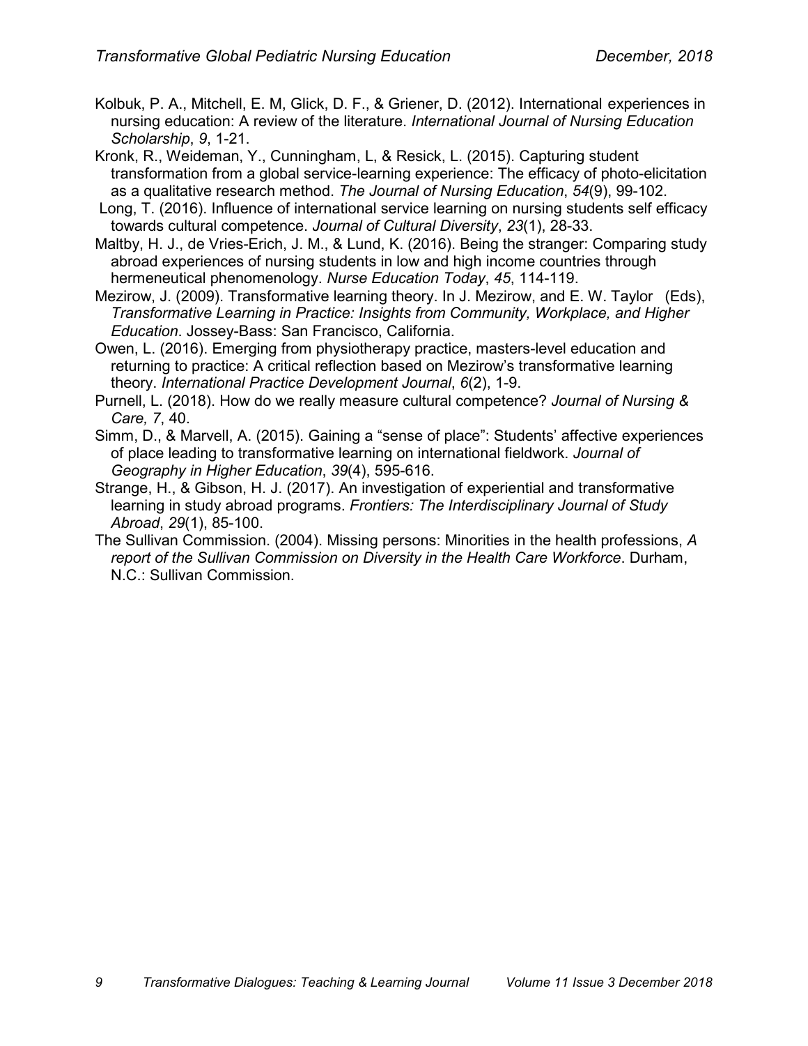Kolbuk, P. A., Mitchell, E. M, Glick, D. F., & Griener, D. (2012). International experiences in nursing education: A review of the literature. *International Journal of Nursing Education Scholarship*, *9*, 1-21.

Kronk, R., Weideman, Y., Cunningham, L, & Resick, L. (2015). Capturing student transformation from a global service-learning experience: The efficacy of photo-elicitation as a qualitative research method. *The Journal of Nursing Education*, *54*(9), 99-102.

Long, T. (2016). Influence of international service learning on nursing students self efficacy towards cultural competence. *Journal of Cultural Diversity*, *23*(1), 28-33.

Maltby, H. J., de Vries-Erich, J. M., & Lund, K. (2016). Being the stranger: Comparing study abroad experiences of nursing students in low and high income countries through hermeneutical phenomenology. *Nurse Education Today*, *45*, 114-119.

Mezirow, J. (2009). Transformative learning theory. In J. Mezirow, and E. W. Taylor (Eds), *Transformative Learning in Practice: Insights from Community, Workplace, and Higher Education*. Jossey-Bass: San Francisco, California.

Owen, L. (2016). Emerging from physiotherapy practice, masters-level education and returning to practice: A critical reflection based on Mezirow's transformative learning theory. *International Practice Development Journal*, *6*(2), 1-9.

Purnell, L. (2018). How do we really measure cultural competence? *Journal of Nursing & Care, 7*, 40.

Simm, D., & Marvell, A. (2015). Gaining a "sense of place": Students' affective experiences of place leading to transformative learning on international fieldwork. *Journal of Geography in Higher Education*, *39*(4), 595-616.

Strange, H., & Gibson, H. J. (2017). An investigation of experiential and transformative learning in study abroad programs. *Frontiers: The Interdisciplinary Journal of Study Abroad*, *29*(1), 85-100.

The Sullivan Commission. (2004). Missing persons: Minorities in the health professions, *A report of the Sullivan Commission on Diversity in the Health Care Workforce*. Durham, N.C.: Sullivan Commission.